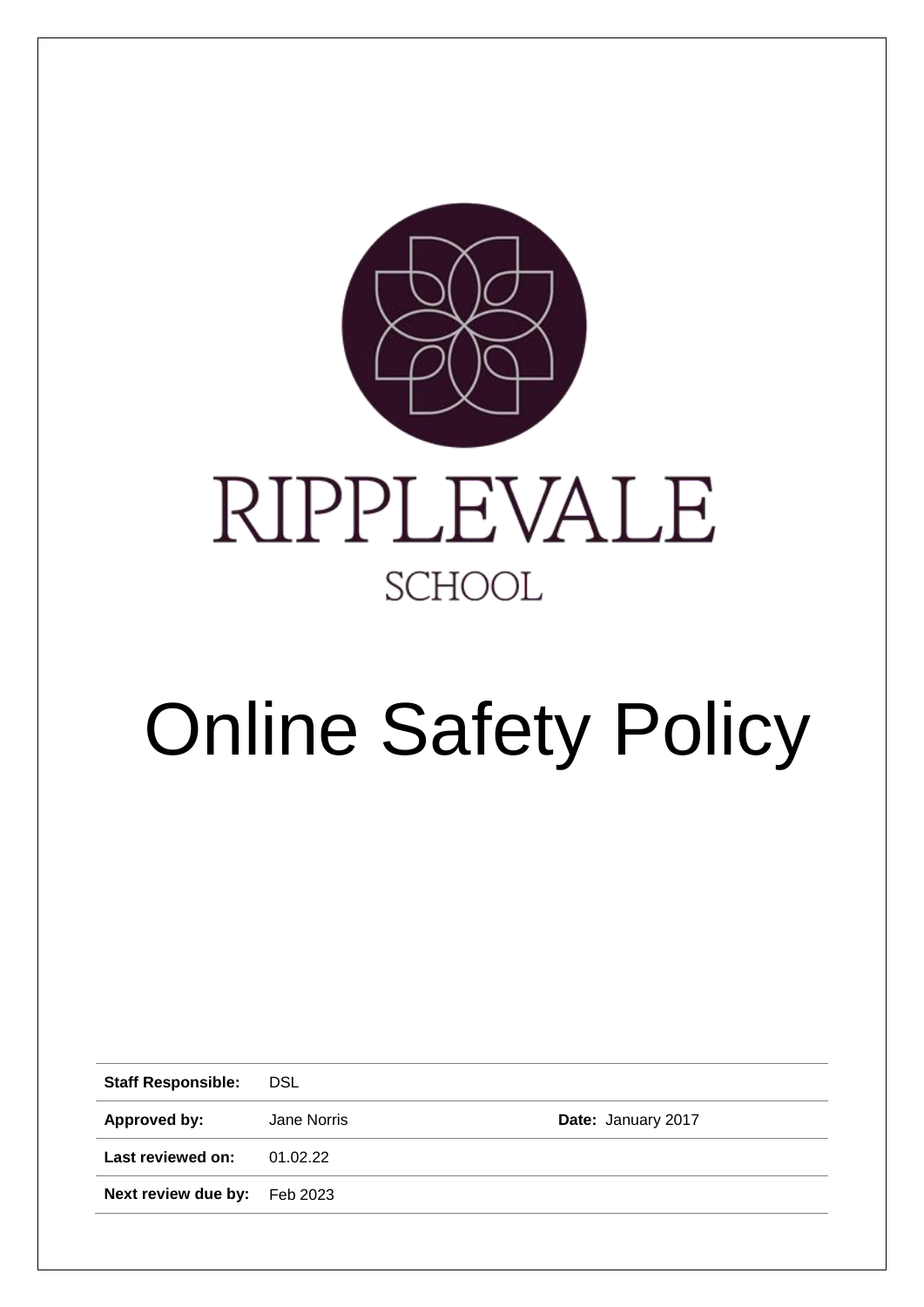RIPPLEVALE

SCHOOL

# Online Safety Policy

| | | | |
|---|---|---|---|
| **Staff Responsible:** | DSL | | |
| **Approved by:** | Jane Norris | **Date:** | January 2017 |
| **Last reviewed on:** | 01.02.22 | | |
| **Next review due by:** | Feb 2023 | | |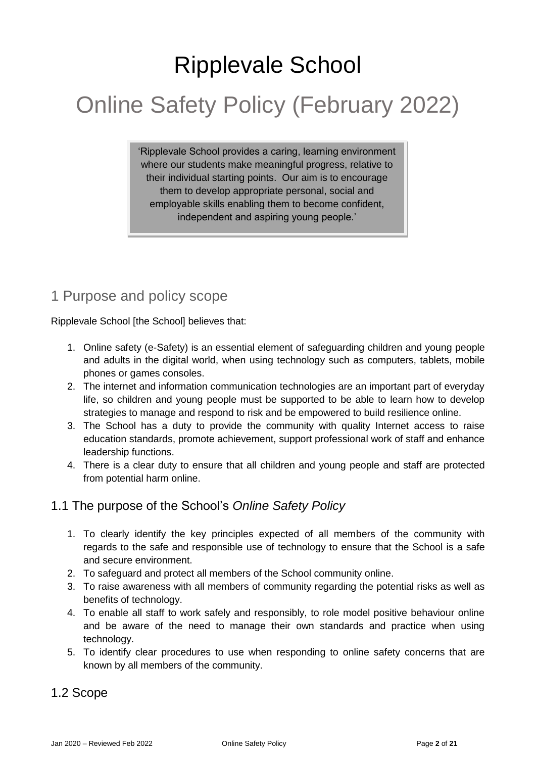# Ripplevale School

# Online Safety Policy (February 2022)

> 'Ripplevale School provides a caring, learning environment where our students make meaningful progress, relative to their individual starting points. Our aim is to encourage them to develop appropriate personal, social and employable skills enabling them to become confident, independent and aspiring young people.'

## 1 Purpose and policy scope

Ripplevale School [the School] believes that:

1. Online safety (e-Safety) is an essential element of safeguarding children and young people and adults in the digital world, when using technology such as computers, tablets, mobile phones or games consoles.
2. The internet and information communication technologies are an important part of everyday life, so children and young people must be supported to be able to learn how to develop strategies to manage and respond to risk and be empowered to build resilience online.
3. The School has a duty to provide the community with quality Internet access to raise education standards, promote achievement, support professional work of staff and enhance leadership functions.
4. There is a clear duty to ensure that all children and young people and staff are protected from potential harm online.

### 1.1 The purpose of the School's *Online Safety Policy*

1. To clearly identify the key principles expected of all members of the community with regards to the safe and responsible use of technology to ensure that the School is a safe and secure environment.
2. To safeguard and protect all members of the School community online.
3. To raise awareness with all members of community regarding the potential risks as well as benefits of technology.
4. To enable all staff to work safely and responsibly, to role model positive behaviour online and be aware of the need to manage their own standards and practice when using technology.
5. To identify clear procedures to use when responding to online safety concerns that are known by all members of the community.

### 1.2 Scope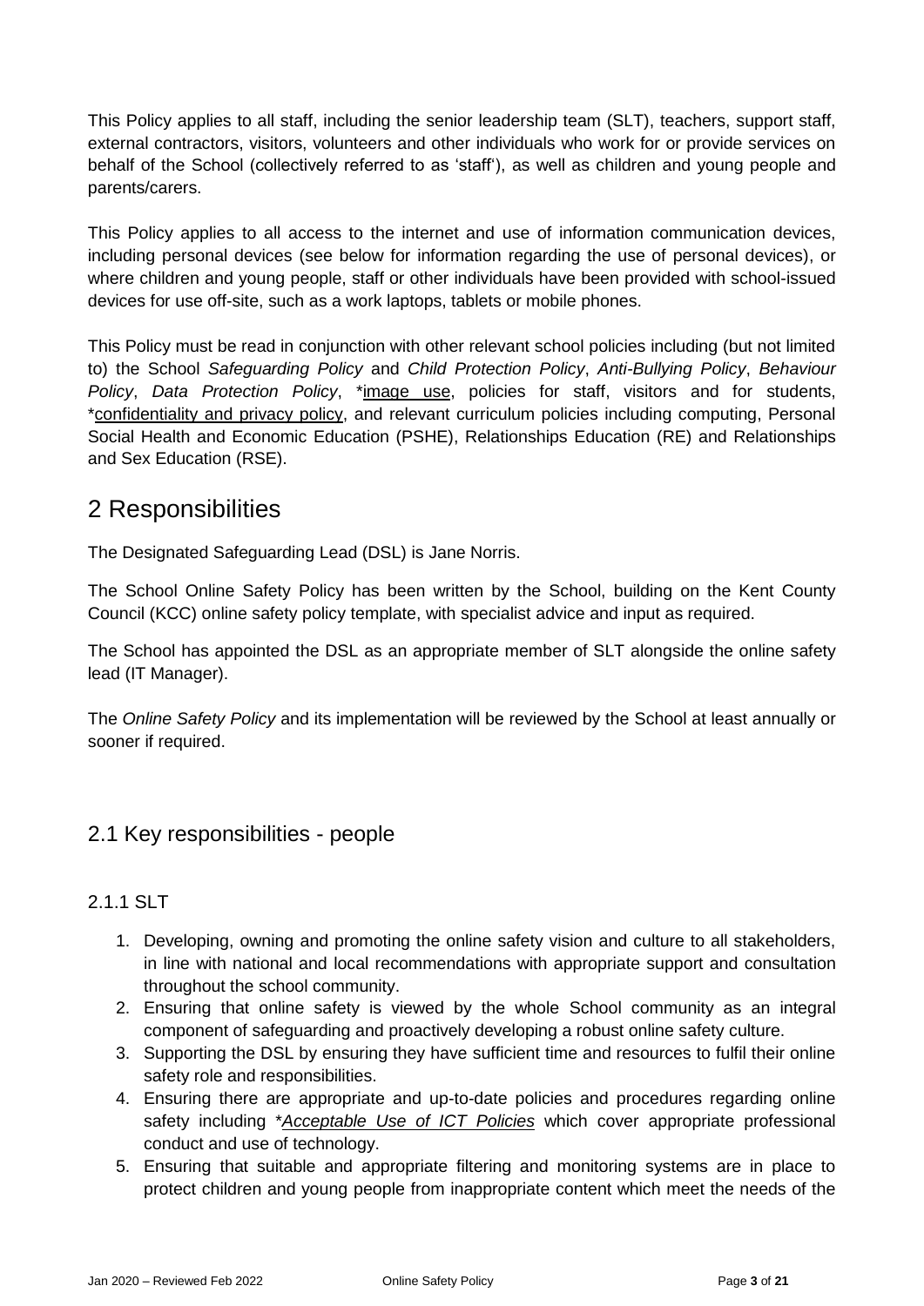This Policy applies to all staff, including the senior leadership team (SLT), teachers, support staff, external contractors, visitors, volunteers and other individuals who work for or provide services on behalf of the School (collectively referred to as 'staff'), as well as children and young people and parents/carers.

This Policy applies to all access to the internet and use of information communication devices, including personal devices (see below for information regarding the use of personal devices), or where children and young people, staff or other individuals have been provided with school-issued devices for use off-site, such as a work laptops, tablets or mobile phones.

This Policy must be read in conjunction with other relevant school policies including (but not limited to) the School *Safeguarding Policy* and *Child Protection Policy*, *Anti-Bullying Policy*, *Behaviour Policy*, *Data Protection Policy*, *image use, policies for staff, visitors and for students, *confidentiality and privacy policy, and relevant curriculum policies including computing, Personal Social Health and Economic Education (PSHE), Relationships Education (RE) and Relationships and Sex Education (RSE).

# 2 Responsibilities

The Designated Safeguarding Lead (DSL) is Jane Norris.

The School Online Safety Policy has been written by the School, building on the Kent County Council (KCC) online safety policy template, with specialist advice and input as required.

The School has appointed the DSL as an appropriate member of SLT alongside the online safety lead (IT Manager).

The *Online Safety Policy* and its implementation will be reviewed by the School at least annually or sooner if required.

## 2.1 Key responsibilities - people

### 2.1.1 SLT

1. Developing, owning and promoting the online safety vision and culture to all stakeholders, in line with national and local recommendations with appropriate support and consultation throughout the school community.
2. Ensuring that online safety is viewed by the whole School community as an integral component of safeguarding and proactively developing a robust online safety culture.
3. Supporting the DSL by ensuring they have sufficient time and resources to fulfil their online safety role and responsibilities.
4. Ensuring there are appropriate and up-to-date policies and procedures regarding online safety including **Acceptable Use of ICT Policies* which cover appropriate professional conduct and use of technology.
5. Ensuring that suitable and appropriate filtering and monitoring systems are in place to protect children and young people from inappropriate content which meet the needs of the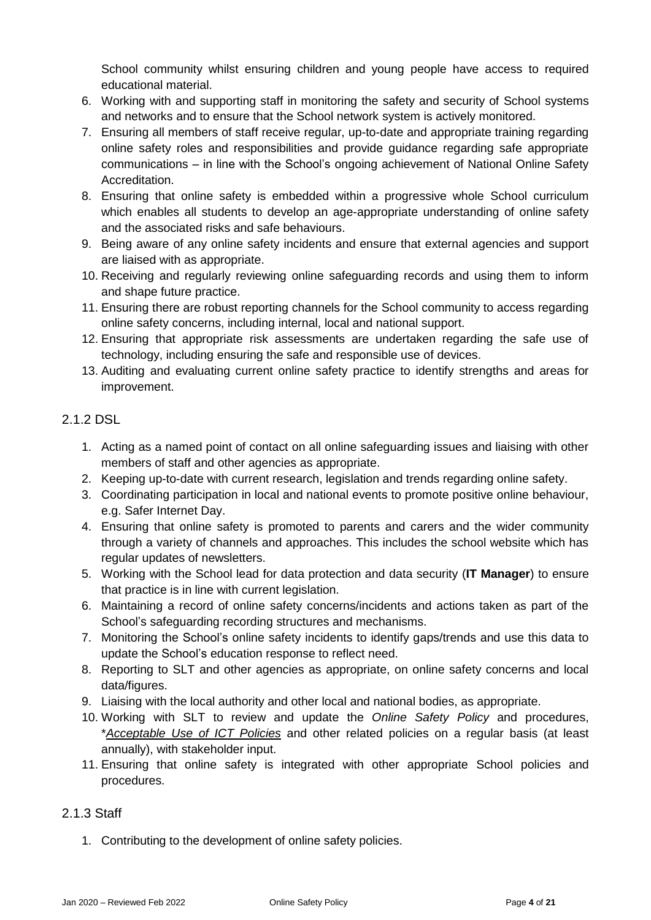School community whilst ensuring children and young people have access to required educational material.

6. Working with and supporting staff in monitoring the safety and security of School systems and networks and to ensure that the School network system is actively monitored.
7. Ensuring all members of staff receive regular, up-to-date and appropriate training regarding online safety roles and responsibilities and provide guidance regarding safe appropriate communications – in line with the School's ongoing achievement of National Online Safety Accreditation.
8. Ensuring that online safety is embedded within a progressive whole School curriculum which enables all students to develop an age-appropriate understanding of online safety and the associated risks and safe behaviours.
9. Being aware of any online safety incidents and ensure that external agencies and support are liaised with as appropriate.
10. Receiving and regularly reviewing online safeguarding records and using them to inform and shape future practice.
11. Ensuring there are robust reporting channels for the School community to access regarding online safety concerns, including internal, local and national support.
12. Ensuring that appropriate risk assessments are undertaken regarding the safe use of technology, including ensuring the safe and responsible use of devices.
13. Auditing and evaluating current online safety practice to identify strengths and areas for improvement.

### 2.1.2 DSL

1. Acting as a named point of contact on all online safeguarding issues and liaising with other members of staff and other agencies as appropriate.
2. Keeping up-to-date with current research, legislation and trends regarding online safety.
3. Coordinating participation in local and national events to promote positive online behaviour, e.g. Safer Internet Day.
4. Ensuring that online safety is promoted to parents and carers and the wider community through a variety of channels and approaches. This includes the school website which has regular updates of newsletters.
5. Working with the School lead for data protection and data security (**IT Manager**) to ensure that practice is in line with current legislation.
6. Maintaining a record of online safety concerns/incidents and actions taken as part of the School's safeguarding recording structures and mechanisms.
7. Monitoring the School's online safety incidents to identify gaps/trends and use this data to update the School's education response to reflect need.
8. Reporting to SLT and other agencies as appropriate, on online safety concerns and local data/figures.
9. Liaising with the local authority and other local and national bodies, as appropriate.
10. Working with SLT to review and update the *Online Safety Policy* and procedures, **Acceptable Use of ICT Policies* and other related policies on a regular basis (at least annually), with stakeholder input.
11. Ensuring that online safety is integrated with other appropriate School policies and procedures.

### 2.1.3 Staff

1. Contributing to the development of online safety policies.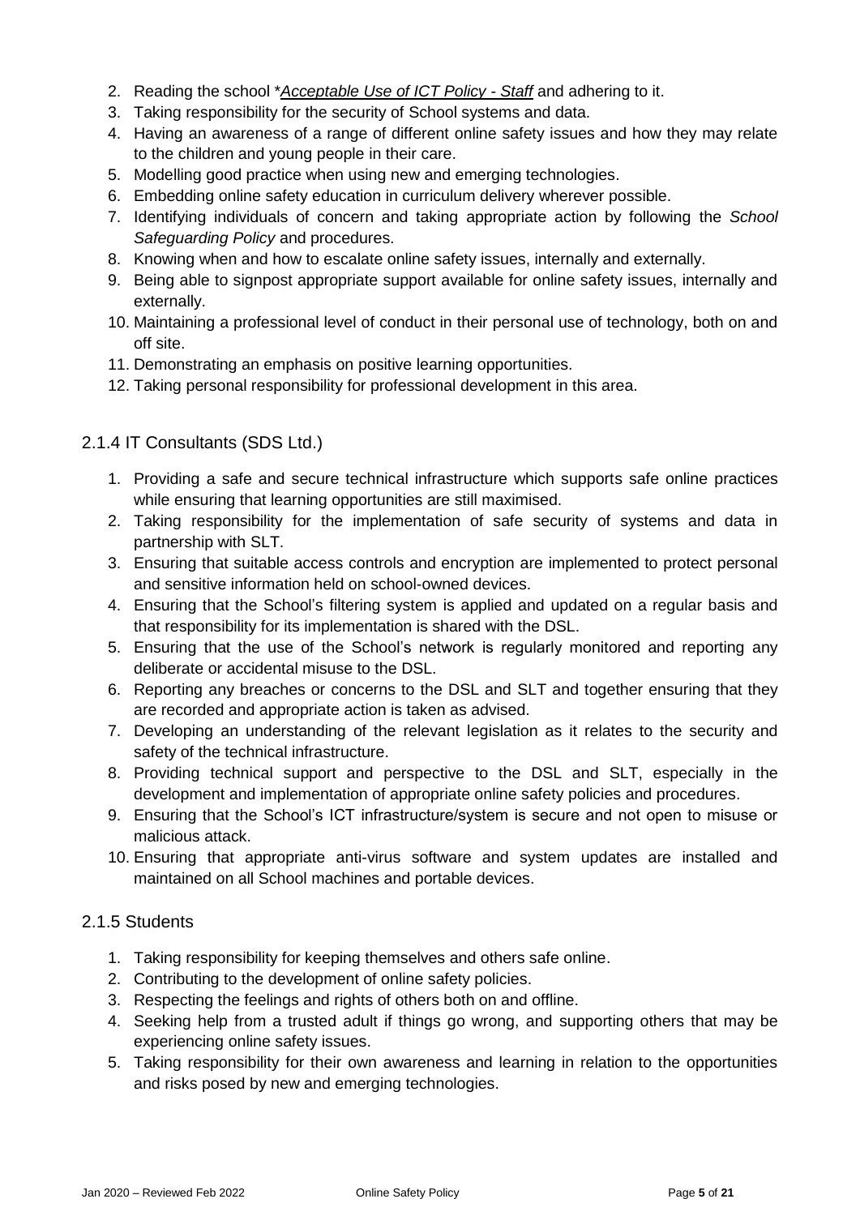2. Reading the school **Acceptable Use of ICT Policy - Staff* and adhering to it.
3. Taking responsibility for the security of School systems and data.
4. Having an awareness of a range of different online safety issues and how they may relate to the children and young people in their care.
5. Modelling good practice when using new and emerging technologies.
6. Embedding online safety education in curriculum delivery wherever possible.
7. Identifying individuals of concern and taking appropriate action by following the *School Safeguarding Policy* and procedures.
8. Knowing when and how to escalate online safety issues, internally and externally.
9. Being able to signpost appropriate support available for online safety issues, internally and externally.
10. Maintaining a professional level of conduct in their personal use of technology, both on and off site.
11. Demonstrating an emphasis on positive learning opportunities.
12. Taking personal responsibility for professional development in this area.

### 2.1.4 IT Consultants (SDS Ltd.)

1. Providing a safe and secure technical infrastructure which supports safe online practices while ensuring that learning opportunities are still maximised.
2. Taking responsibility for the implementation of safe security of systems and data in partnership with SLT.
3. Ensuring that suitable access controls and encryption are implemented to protect personal and sensitive information held on school-owned devices.
4. Ensuring that the School's filtering system is applied and updated on a regular basis and that responsibility for its implementation is shared with the DSL.
5. Ensuring that the use of the School's network is regularly monitored and reporting any deliberate or accidental misuse to the DSL.
6. Reporting any breaches or concerns to the DSL and SLT and together ensuring that they are recorded and appropriate action is taken as advised.
7. Developing an understanding of the relevant legislation as it relates to the security and safety of the technical infrastructure.
8. Providing technical support and perspective to the DSL and SLT, especially in the development and implementation of appropriate online safety policies and procedures.
9. Ensuring that the School's ICT infrastructure/system is secure and not open to misuse or malicious attack.
10. Ensuring that appropriate anti-virus software and system updates are installed and maintained on all School machines and portable devices.

### 2.1.5 Students

1. Taking responsibility for keeping themselves and others safe online.
2. Contributing to the development of online safety policies.
3. Respecting the feelings and rights of others both on and offline.
4. Seeking help from a trusted adult if things go wrong, and supporting others that may be experiencing online safety issues.
5. Taking responsibility for their own awareness and learning in relation to the opportunities and risks posed by new and emerging technologies.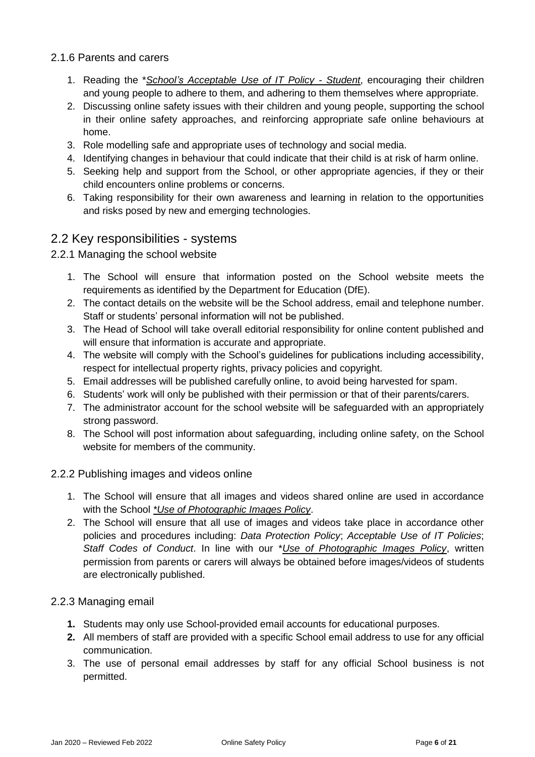#### 2.1.6 Parents and carers

1. Reading the *<u>*School's Acceptable Use of IT Policy - Student*</u>*, encouraging their children and young people to adhere to them, and adhering to them themselves where appropriate.
2. Discussing online safety issues with their children and young people, supporting the school in their online safety approaches, and reinforcing appropriate safe online behaviours at home.
3. Role modelling safe and appropriate uses of technology and social media.
4. Identifying changes in behaviour that could indicate that their child is at risk of harm online.
5. Seeking help and support from the School, or other appropriate agencies, if they or their child encounters online problems or concerns.
6. Taking responsibility for their own awareness and learning in relation to the opportunities and risks posed by new and emerging technologies.

## 2.2 Key responsibilities - systems

### 2.2.1 Managing the school website

1. The School will ensure that information posted on the School website meets the requirements as identified by the Department for Education (DfE).
2. The contact details on the website will be the School address, email and telephone number. Staff or students' personal information will not be published.
3. The Head of School will take overall editorial responsibility for online content published and will ensure that information is accurate and appropriate.
4. The website will comply with the School's guidelines for publications including accessibility, respect for intellectual property rights, privacy policies and copyright.
5. Email addresses will be published carefully online, to avoid being harvested for spam.
6. Students' work will only be published with their permission or that of their parents/carers.
7. The administrator account for the school website will be safeguarded with an appropriately strong password.
8. The School will post information about safeguarding, including online safety, on the School website for members of the community.

### 2.2.2 Publishing images and videos online

1. The School will ensure that all images and videos shared online are used in accordance with the School *<u>*Use of Photographic Images Policy*</u>*.
2. The School will ensure that all use of images and videos take place in accordance other policies and procedures including: *Data Protection Policy*; *Acceptable Use of IT Policies*; *Staff Codes of Conduct*. In line with our *<u>*Use of Photographic Images Policy*</u>*, written permission from parents or carers will always be obtained before images/videos of students are electronically published.

### 2.2.3 Managing email

1. Students may only use School-provided email accounts for educational purposes.
2. All members of staff are provided with a specific School email address to use for any official communication.
3. The use of personal email addresses by staff for any official School business is not permitted.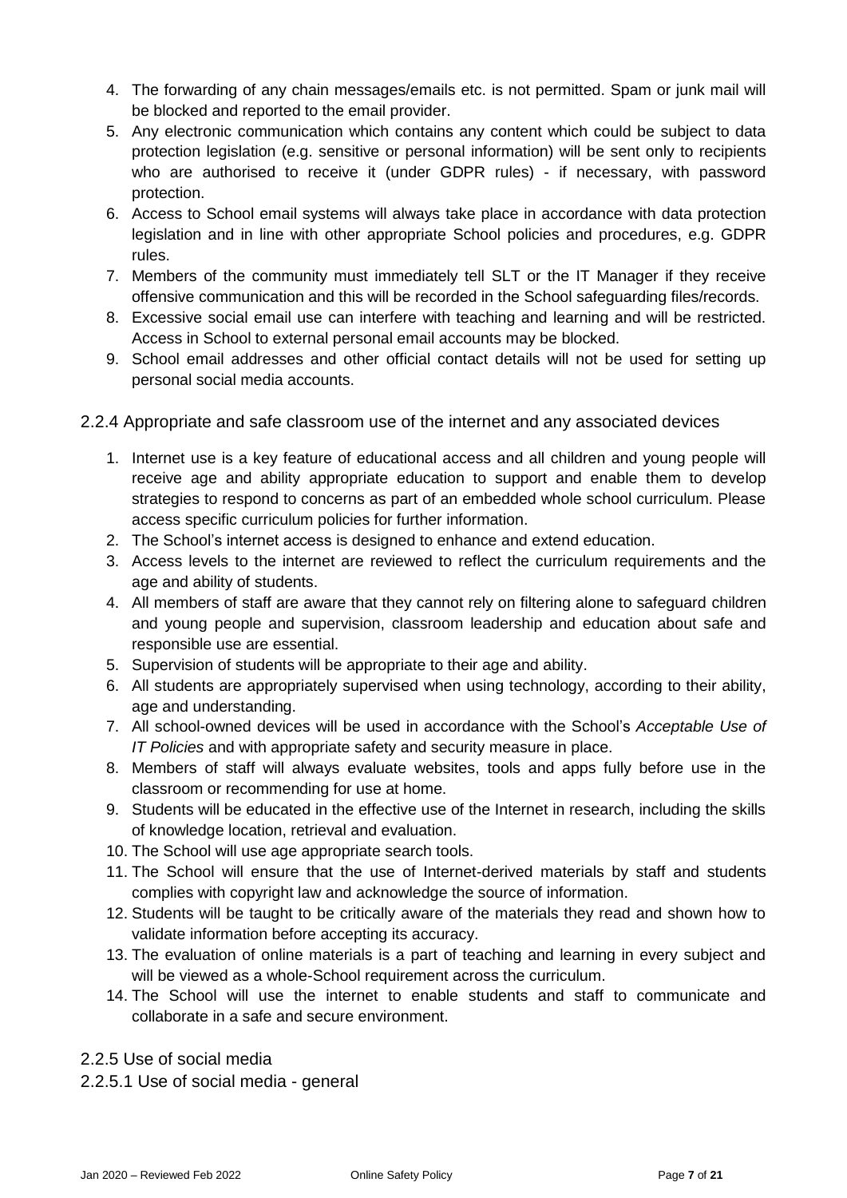4. The forwarding of any chain messages/emails etc. is not permitted. Spam or junk mail will be blocked and reported to the email provider.
5. Any electronic communication which contains any content which could be subject to data protection legislation (e.g. sensitive or personal information) will be sent only to recipients who are authorised to receive it (under GDPR rules) - if necessary, with password protection.
6. Access to School email systems will always take place in accordance with data protection legislation and in line with other appropriate School policies and procedures, e.g. GDPR rules.
7. Members of the community must immediately tell SLT or the IT Manager if they receive offensive communication and this will be recorded in the School safeguarding files/records.
8. Excessive social email use can interfere with teaching and learning and will be restricted. Access in School to external personal email accounts may be blocked.
9. School email addresses and other official contact details will not be used for setting up personal social media accounts.

### 2.2.4 Appropriate and safe classroom use of the internet and any associated devices

1. Internet use is a key feature of educational access and all children and young people will receive age and ability appropriate education to support and enable them to develop strategies to respond to concerns as part of an embedded whole school curriculum. Please access specific curriculum policies for further information.
2. The School's internet access is designed to enhance and extend education.
3. Access levels to the internet are reviewed to reflect the curriculum requirements and the age and ability of students.
4. All members of staff are aware that they cannot rely on filtering alone to safeguard children and young people and supervision, classroom leadership and education about safe and responsible use are essential.
5. Supervision of students will be appropriate to their age and ability.
6. All students are appropriately supervised when using technology, according to their ability, age and understanding.
7. All school-owned devices will be used in accordance with the School's *Acceptable Use of IT Policies* and with appropriate safety and security measure in place.
8. Members of staff will always evaluate websites, tools and apps fully before use in the classroom or recommending for use at home.
9. Students will be educated in the effective use of the Internet in research, including the skills of knowledge location, retrieval and evaluation.
10. The School will use age appropriate search tools.
11. The School will ensure that the use of Internet-derived materials by staff and students complies with copyright law and acknowledge the source of information.
12. Students will be taught to be critically aware of the materials they read and shown how to validate information before accepting its accuracy.
13. The evaluation of online materials is a part of teaching and learning in every subject and will be viewed as a whole-School requirement across the curriculum.
14. The School will use the internet to enable students and staff to communicate and collaborate in a safe and secure environment.

### 2.2.5 Use of social media

#### 2.2.5.1 Use of social media - general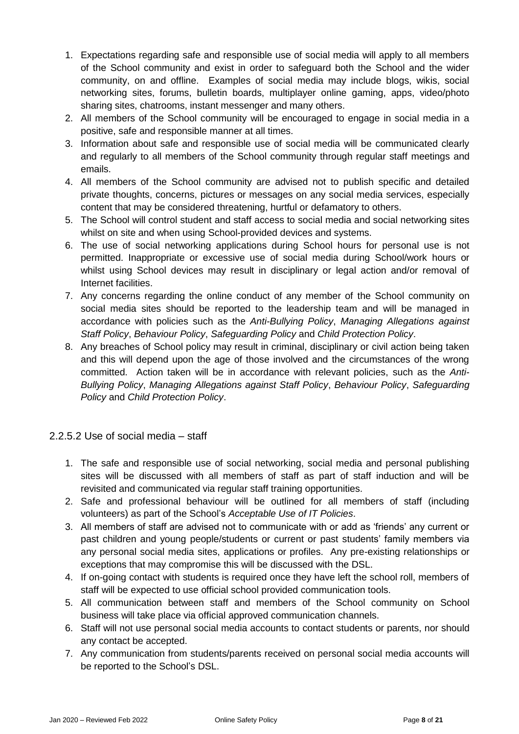1. Expectations regarding safe and responsible use of social media will apply to all members of the School community and exist in order to safeguard both the School and the wider community, on and offline. Examples of social media may include blogs, wikis, social networking sites, forums, bulletin boards, multiplayer online gaming, apps, video/photo sharing sites, chatrooms, instant messenger and many others.
2. All members of the School community will be encouraged to engage in social media in a positive, safe and responsible manner at all times.
3. Information about safe and responsible use of social media will be communicated clearly and regularly to all members of the School community through regular staff meetings and emails.
4. All members of the School community are advised not to publish specific and detailed private thoughts, concerns, pictures or messages on any social media services, especially content that may be considered threatening, hurtful or defamatory to others.
5. The School will control student and staff access to social media and social networking sites whilst on site and when using School-provided devices and systems.
6. The use of social networking applications during School hours for personal use is not permitted. Inappropriate or excessive use of social media during School/work hours or whilst using School devices may result in disciplinary or legal action and/or removal of Internet facilities.
7. Any concerns regarding the online conduct of any member of the School community on social media sites should be reported to the leadership team and will be managed in accordance with policies such as the *Anti-Bullying Policy*, *Managing Allegations against Staff Policy*, *Behaviour Policy*, *Safeguarding Policy* and *Child Protection Policy*.
8. Any breaches of School policy may result in criminal, disciplinary or civil action being taken and this will depend upon the age of those involved and the circumstances of the wrong committed. Action taken will be in accordance with relevant policies, such as the *Anti-Bullying Policy*, *Managing Allegations against Staff Policy*, *Behaviour Policy*, *Safeguarding Policy* and *Child Protection Policy*.

### 2.2.5.2 Use of social media – staff

1. The safe and responsible use of social networking, social media and personal publishing sites will be discussed with all members of staff as part of staff induction and will be revisited and communicated via regular staff training opportunities.
2. Safe and professional behaviour will be outlined for all members of staff (including volunteers) as part of the School's *Acceptable Use of IT Policies*.
3. All members of staff are advised not to communicate with or add as 'friends' any current or past children and young people/students or current or past students' family members via any personal social media sites, applications or profiles. Any pre-existing relationships or exceptions that may compromise this will be discussed with the DSL.
4. If on-going contact with students is required once they have left the school roll, members of staff will be expected to use official school provided communication tools.
5. All communication between staff and members of the School community on School business will take place via official approved communication channels.
6. Staff will not use personal social media accounts to contact students or parents, nor should any contact be accepted.
7. Any communication from students/parents received on personal social media accounts will be reported to the School's DSL.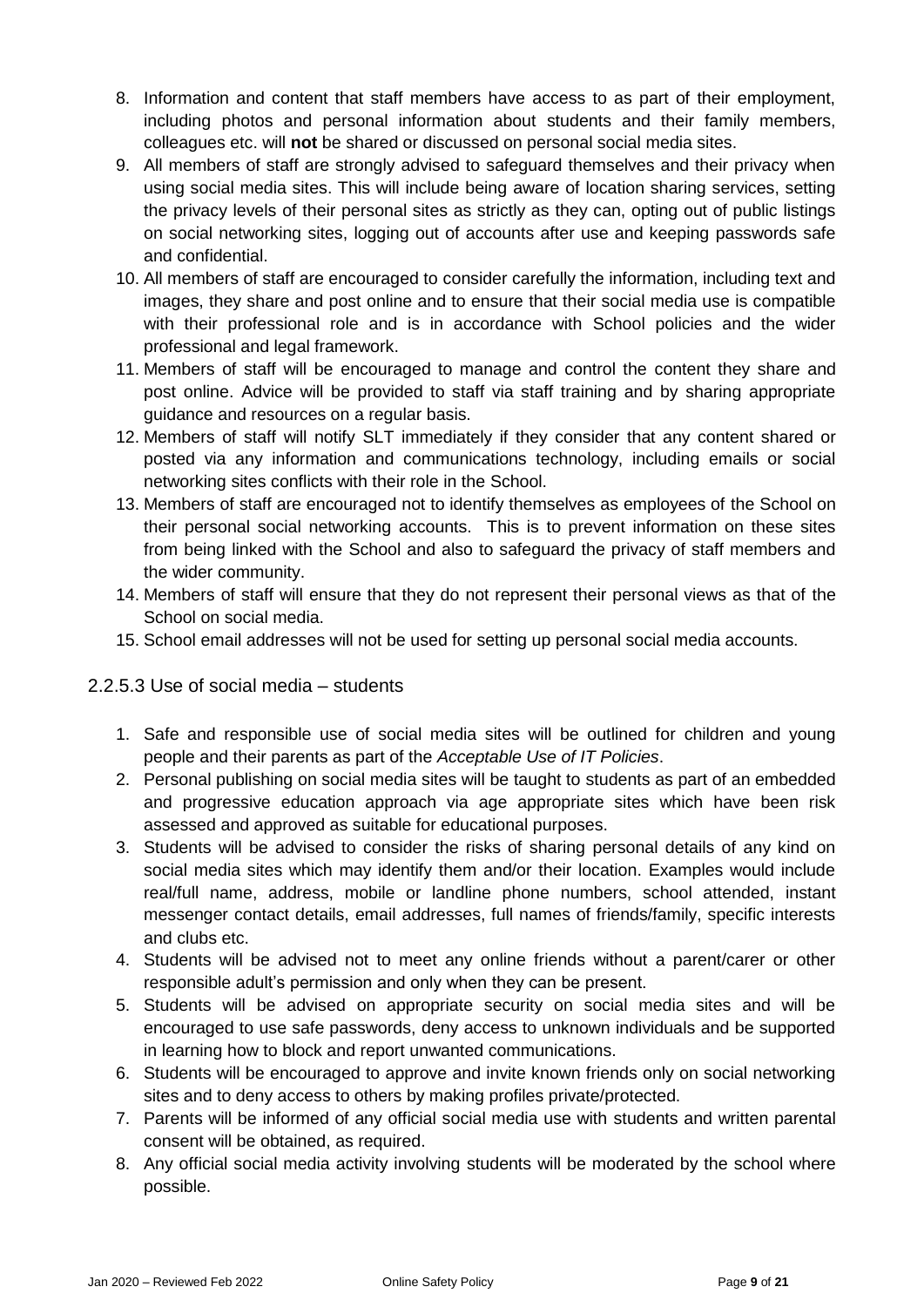8. Information and content that staff members have access to as part of their employment, including photos and personal information about students and their family members, colleagues etc. will **not** be shared or discussed on personal social media sites.
9. All members of staff are strongly advised to safeguard themselves and their privacy when using social media sites. This will include being aware of location sharing services, setting the privacy levels of their personal sites as strictly as they can, opting out of public listings on social networking sites, logging out of accounts after use and keeping passwords safe and confidential.
10. All members of staff are encouraged to consider carefully the information, including text and images, they share and post online and to ensure that their social media use is compatible with their professional role and is in accordance with School policies and the wider professional and legal framework.
11. Members of staff will be encouraged to manage and control the content they share and post online. Advice will be provided to staff via staff training and by sharing appropriate guidance and resources on a regular basis.
12. Members of staff will notify SLT immediately if they consider that any content shared or posted via any information and communications technology, including emails or social networking sites conflicts with their role in the School.
13. Members of staff are encouraged not to identify themselves as employees of the School on their personal social networking accounts. This is to prevent information on these sites from being linked with the School and also to safeguard the privacy of staff members and the wider community.
14. Members of staff will ensure that they do not represent their personal views as that of the School on social media.
15. School email addresses will not be used for setting up personal social media accounts.

### 2.2.5.3 Use of social media – students

1. Safe and responsible use of social media sites will be outlined for children and young people and their parents as part of the *Acceptable Use of IT Policies*.
2. Personal publishing on social media sites will be taught to students as part of an embedded and progressive education approach via age appropriate sites which have been risk assessed and approved as suitable for educational purposes.
3. Students will be advised to consider the risks of sharing personal details of any kind on social media sites which may identify them and/or their location. Examples would include real/full name, address, mobile or landline phone numbers, school attended, instant messenger contact details, email addresses, full names of friends/family, specific interests and clubs etc.
4. Students will be advised not to meet any online friends without a parent/carer or other responsible adult's permission and only when they can be present.
5. Students will be advised on appropriate security on social media sites and will be encouraged to use safe passwords, deny access to unknown individuals and be supported in learning how to block and report unwanted communications.
6. Students will be encouraged to approve and invite known friends only on social networking sites and to deny access to others by making profiles private/protected.
7. Parents will be informed of any official social media use with students and written parental consent will be obtained, as required.
8. Any official social media activity involving students will be moderated by the school where possible.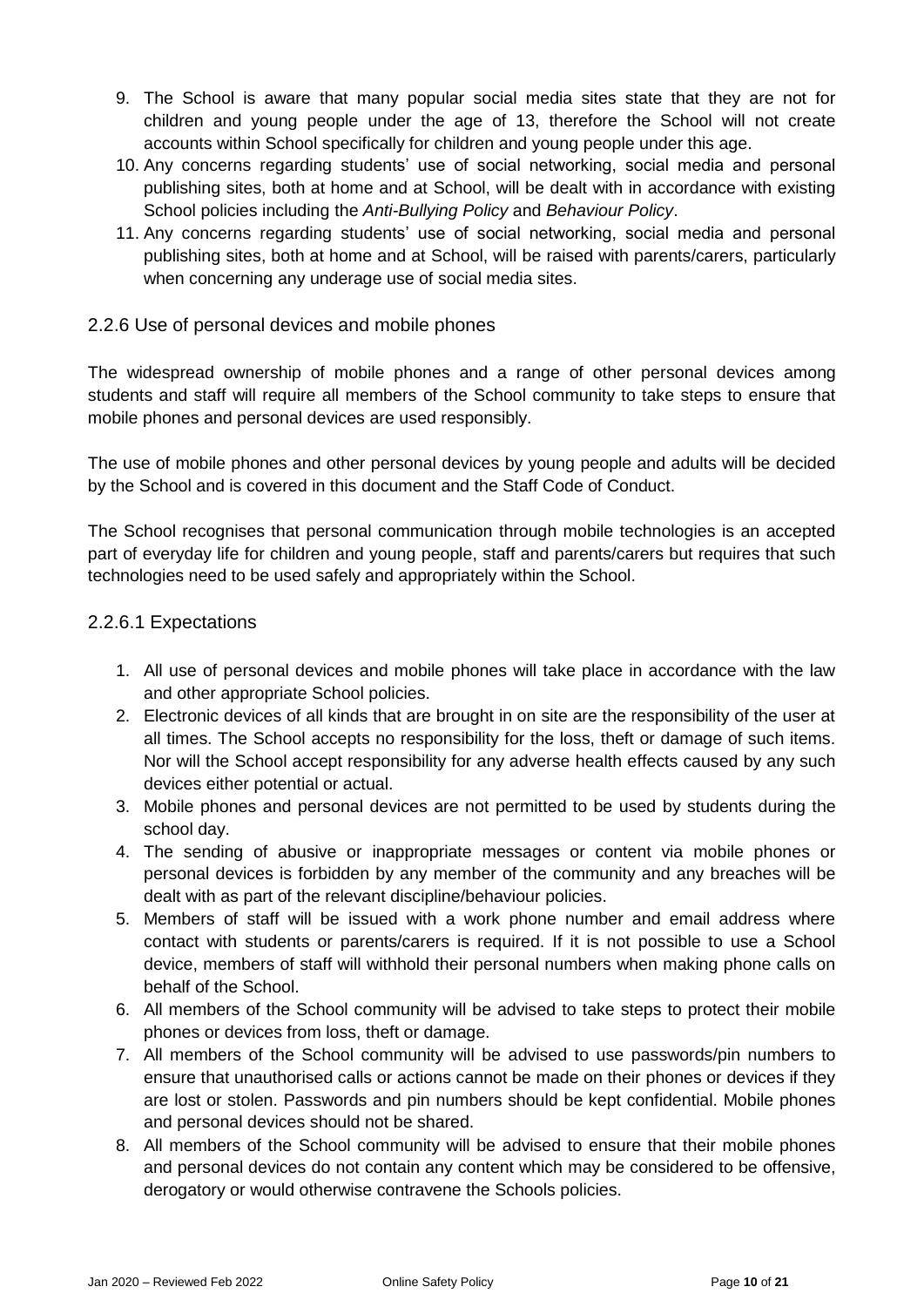9. The School is aware that many popular social media sites state that they are not for children and young people under the age of 13, therefore the School will not create accounts within School specifically for children and young people under this age.
10. Any concerns regarding students' use of social networking, social media and personal publishing sites, both at home and at School, will be dealt with in accordance with existing School policies including the *Anti-Bullying Policy* and *Behaviour Policy*.
11. Any concerns regarding students' use of social networking, social media and personal publishing sites, both at home and at School, will be raised with parents/carers, particularly when concerning any underage use of social media sites.

### 2.2.6 Use of personal devices and mobile phones

The widespread ownership of mobile phones and a range of other personal devices among students and staff will require all members of the School community to take steps to ensure that mobile phones and personal devices are used responsibly.

The use of mobile phones and other personal devices by young people and adults will be decided by the School and is covered in this document and the Staff Code of Conduct.

The School recognises that personal communication through mobile technologies is an accepted part of everyday life for children and young people, staff and parents/carers but requires that such technologies need to be used safely and appropriately within the School.

#### 2.2.6.1 Expectations

1. All use of personal devices and mobile phones will take place in accordance with the law and other appropriate School policies.
2. Electronic devices of all kinds that are brought in on site are the responsibility of the user at all times. The School accepts no responsibility for the loss, theft or damage of such items. Nor will the School accept responsibility for any adverse health effects caused by any such devices either potential or actual.
3. Mobile phones and personal devices are not permitted to be used by students during the school day.
4. The sending of abusive or inappropriate messages or content via mobile phones or personal devices is forbidden by any member of the community and any breaches will be dealt with as part of the relevant discipline/behaviour policies.
5. Members of staff will be issued with a work phone number and email address where contact with students or parents/carers is required. If it is not possible to use a School device, members of staff will withhold their personal numbers when making phone calls on behalf of the School.
6. All members of the School community will be advised to take steps to protect their mobile phones or devices from loss, theft or damage.
7. All members of the School community will be advised to use passwords/pin numbers to ensure that unauthorised calls or actions cannot be made on their phones or devices if they are lost or stolen. Passwords and pin numbers should be kept confidential. Mobile phones and personal devices should not be shared.
8. All members of the School community will be advised to ensure that their mobile phones and personal devices do not contain any content which may be considered to be offensive, derogatory or would otherwise contravene the Schools policies.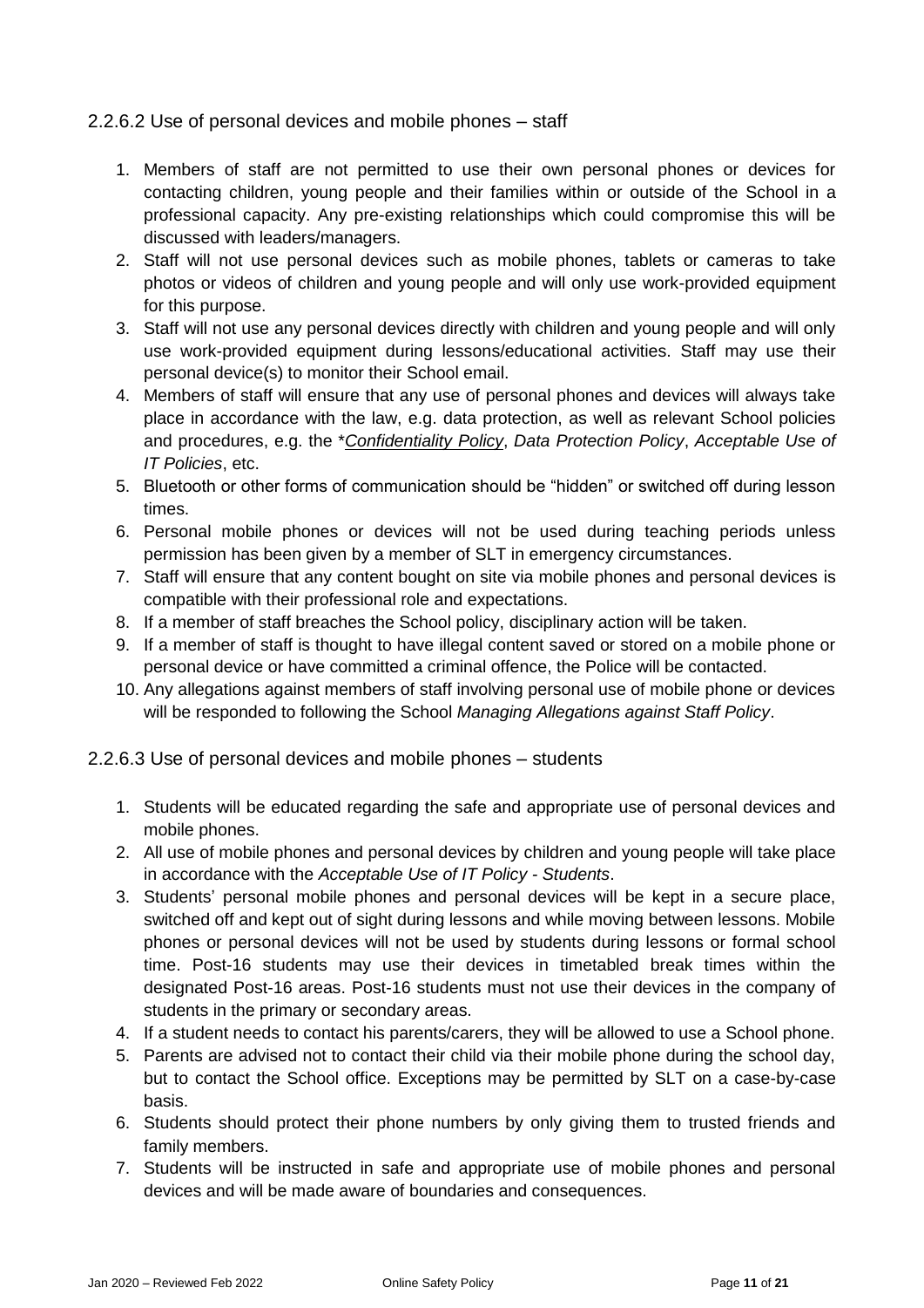### 2.2.6.2 Use of personal devices and mobile phones – staff

1. Members of staff are not permitted to use their own personal phones or devices for contacting children, young people and their families within or outside of the School in a professional capacity. Any pre-existing relationships which could compromise this will be discussed with leaders/managers.
2. Staff will not use personal devices such as mobile phones, tablets or cameras to take photos or videos of children and young people and will only use work-provided equipment for this purpose.
3. Staff will not use any personal devices directly with children and young people and will only use work-provided equipment during lessons/educational activities. Staff may use their personal device(s) to monitor their School email.
4. Members of staff will ensure that any use of personal phones and devices will always take place in accordance with the law, e.g. data protection, as well as relevant School policies and procedures, e.g. the **Confidentiality Policy*, *Data Protection Policy*, *Acceptable Use of IT Policies*, etc.
5. Bluetooth or other forms of communication should be "hidden" or switched off during lesson times.
6. Personal mobile phones or devices will not be used during teaching periods unless permission has been given by a member of SLT in emergency circumstances.
7. Staff will ensure that any content bought on site via mobile phones and personal devices is compatible with their professional role and expectations.
8. If a member of staff breaches the School policy, disciplinary action will be taken.
9. If a member of staff is thought to have illegal content saved or stored on a mobile phone or personal device or have committed a criminal offence, the Police will be contacted.
10. Any allegations against members of staff involving personal use of mobile phone or devices will be responded to following the School *Managing Allegations against Staff Policy*.

### 2.2.6.3 Use of personal devices and mobile phones – students

1. Students will be educated regarding the safe and appropriate use of personal devices and mobile phones.
2. All use of mobile phones and personal devices by children and young people will take place in accordance with the *Acceptable Use of IT Policy - Students*.
3. Students' personal mobile phones and personal devices will be kept in a secure place, switched off and kept out of sight during lessons and while moving between lessons. Mobile phones or personal devices will not be used by students during lessons or formal school time. Post-16 students may use their devices in timetabled break times within the designated Post-16 areas. Post-16 students must not use their devices in the company of students in the primary or secondary areas.
4. If a student needs to contact his parents/carers, they will be allowed to use a School phone.
5. Parents are advised not to contact their child via their mobile phone during the school day, but to contact the School office. Exceptions may be permitted by SLT on a case-by-case basis.
6. Students should protect their phone numbers by only giving them to trusted friends and family members.
7. Students will be instructed in safe and appropriate use of mobile phones and personal devices and will be made aware of boundaries and consequences.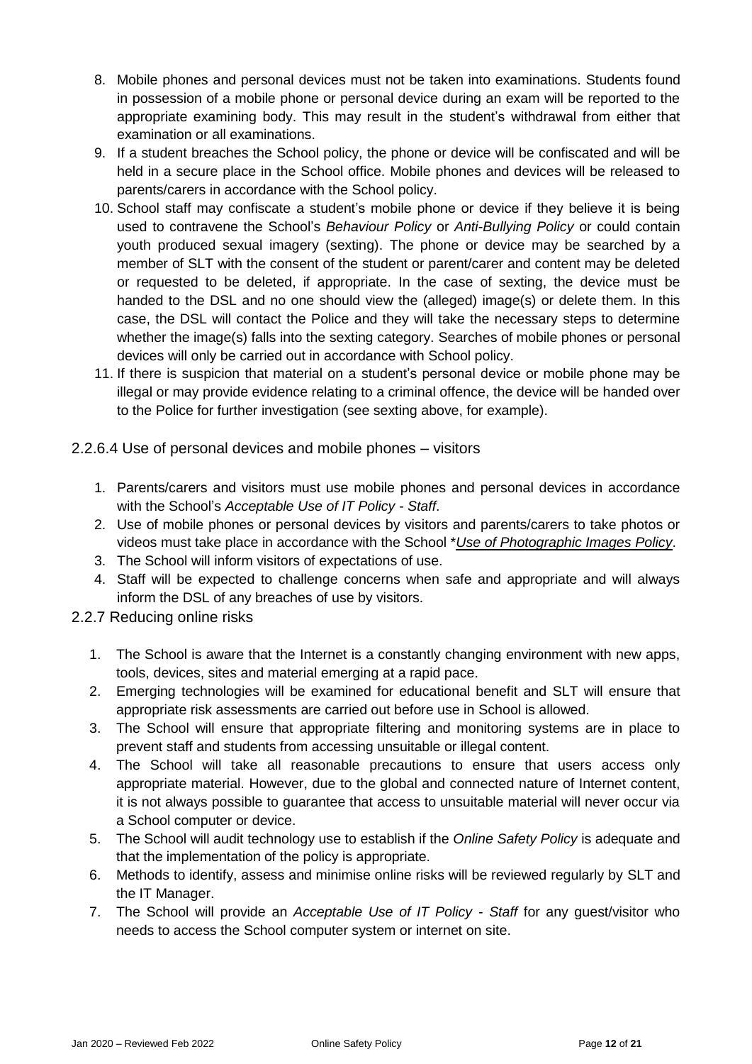8. Mobile phones and personal devices must not be taken into examinations. Students found in possession of a mobile phone or personal device during an exam will be reported to the appropriate examining body. This may result in the student's withdrawal from either that examination or all examinations.
9. If a student breaches the School policy, the phone or device will be confiscated and will be held in a secure place in the School office. Mobile phones and devices will be released to parents/carers in accordance with the School policy.
10. School staff may confiscate a student's mobile phone or device if they believe it is being used to contravene the School's *Behaviour Policy* or *Anti-Bullying Policy* or could contain youth produced sexual imagery (sexting). The phone or device may be searched by a member of SLT with the consent of the student or parent/carer and content may be deleted or requested to be deleted, if appropriate. In the case of sexting, the device must be handed to the DSL and no one should view the (alleged) image(s) or delete them. In this case, the DSL will contact the Police and they will take the necessary steps to determine whether the image(s) falls into the sexting category. Searches of mobile phones or personal devices will only be carried out in accordance with School policy.
11. If there is suspicion that material on a student's personal device or mobile phone may be illegal or may provide evidence relating to a criminal offence, the device will be handed over to the Police for further investigation (see sexting above, for example).

#### 2.2.6.4 Use of personal devices and mobile phones – visitors

1. Parents/carers and visitors must use mobile phones and personal devices in accordance with the School's *Acceptable Use of IT Policy - Staff*.
2. Use of mobile phones or personal devices by visitors and parents/carers to take photos or videos must take place in accordance with the School *\*Use of Photographic Images Policy*.
3. The School will inform visitors of expectations of use.
4. Staff will be expected to challenge concerns when safe and appropriate and will always inform the DSL of any breaches of use by visitors.

### 2.2.7 Reducing online risks

1. The School is aware that the Internet is a constantly changing environment with new apps, tools, devices, sites and material emerging at a rapid pace.
2. Emerging technologies will be examined for educational benefit and SLT will ensure that appropriate risk assessments are carried out before use in School is allowed.
3. The School will ensure that appropriate filtering and monitoring systems are in place to prevent staff and students from accessing unsuitable or illegal content.
4. The School will take all reasonable precautions to ensure that users access only appropriate material. However, due to the global and connected nature of Internet content, it is not always possible to guarantee that access to unsuitable material will never occur via a School computer or device.
5. The School will audit technology use to establish if the *Online Safety Policy* is adequate and that the implementation of the policy is appropriate.
6. Methods to identify, assess and minimise online risks will be reviewed regularly by SLT and the IT Manager.
7. The School will provide an *Acceptable Use of IT Policy - Staff* for any guest/visitor who needs to access the School computer system or internet on site.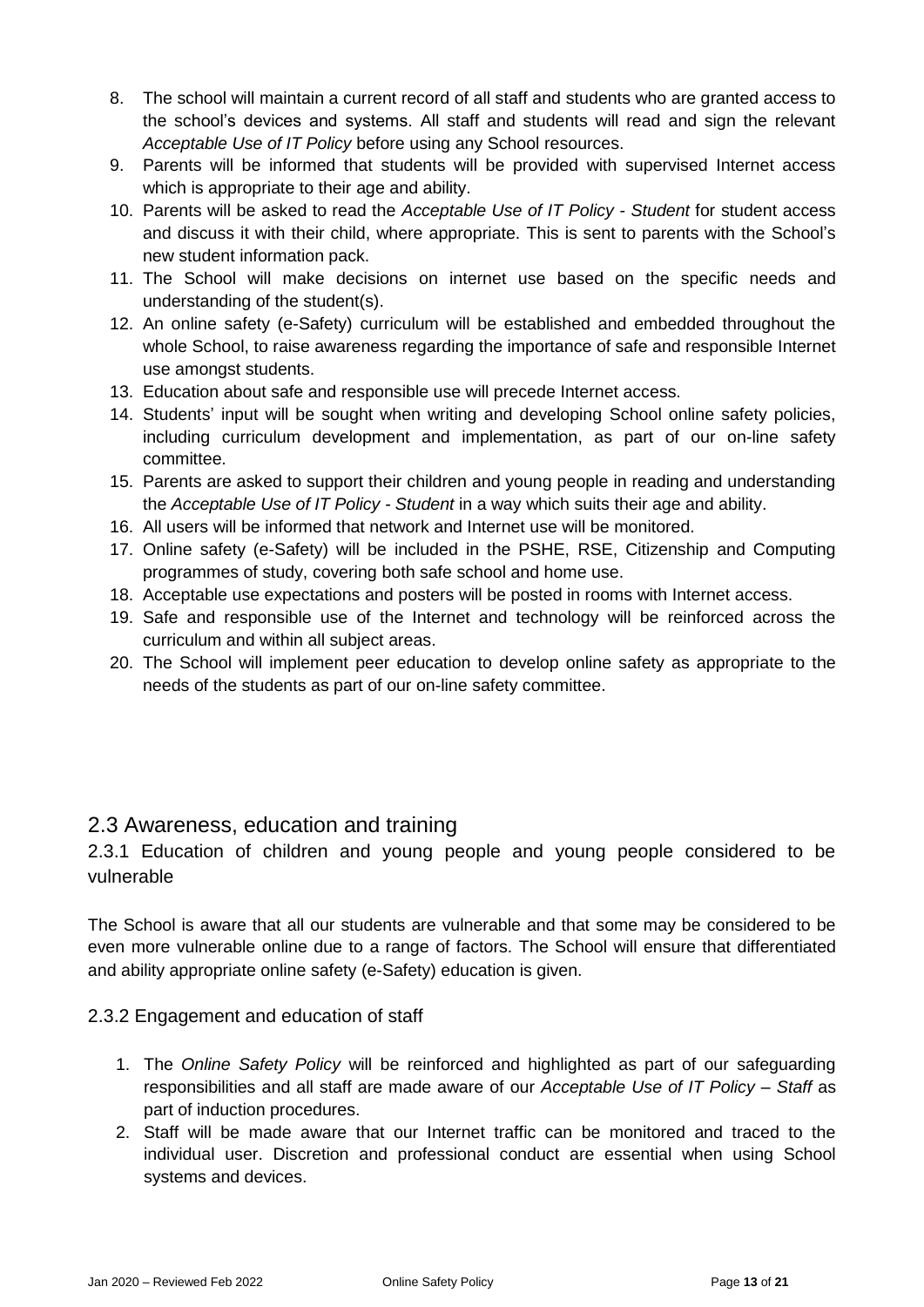8. The school will maintain a current record of all staff and students who are granted access to the school's devices and systems. All staff and students will read and sign the relevant *Acceptable Use of IT Policy* before using any School resources.
9. Parents will be informed that students will be provided with supervised Internet access which is appropriate to their age and ability.
10. Parents will be asked to read the *Acceptable Use of IT Policy - Student* for student access and discuss it with their child, where appropriate. This is sent to parents with the School's new student information pack.
11. The School will make decisions on internet use based on the specific needs and understanding of the student(s).
12. An online safety (e-Safety) curriculum will be established and embedded throughout the whole School, to raise awareness regarding the importance of safe and responsible Internet use amongst students.
13. Education about safe and responsible use will precede Internet access.
14. Students' input will be sought when writing and developing School online safety policies, including curriculum development and implementation, as part of our on-line safety committee.
15. Parents are asked to support their children and young people in reading and understanding the *Acceptable Use of IT Policy - Student* in a way which suits their age and ability.
16. All users will be informed that network and Internet use will be monitored.
17. Online safety (e-Safety) will be included in the PSHE, RSE, Citizenship and Computing programmes of study, covering both safe school and home use.
18. Acceptable use expectations and posters will be posted in rooms with Internet access.
19. Safe and responsible use of the Internet and technology will be reinforced across the curriculum and within all subject areas.
20. The School will implement peer education to develop online safety as appropriate to the needs of the students as part of our on-line safety committee.

## 2.3 Awareness, education and training

### 2.3.1 Education of children and young people and young people considered to be vulnerable

The School is aware that all our students are vulnerable and that some may be considered to be even more vulnerable online due to a range of factors. The School will ensure that differentiated and ability appropriate online safety (e-Safety) education is given.

### 2.3.2 Engagement and education of staff

1. The *Online Safety Policy* will be reinforced and highlighted as part of our safeguarding responsibilities and all staff are made aware of our *Acceptable Use of IT Policy – Staff* as part of induction procedures.
2. Staff will be made aware that our Internet traffic can be monitored and traced to the individual user. Discretion and professional conduct are essential when using School systems and devices.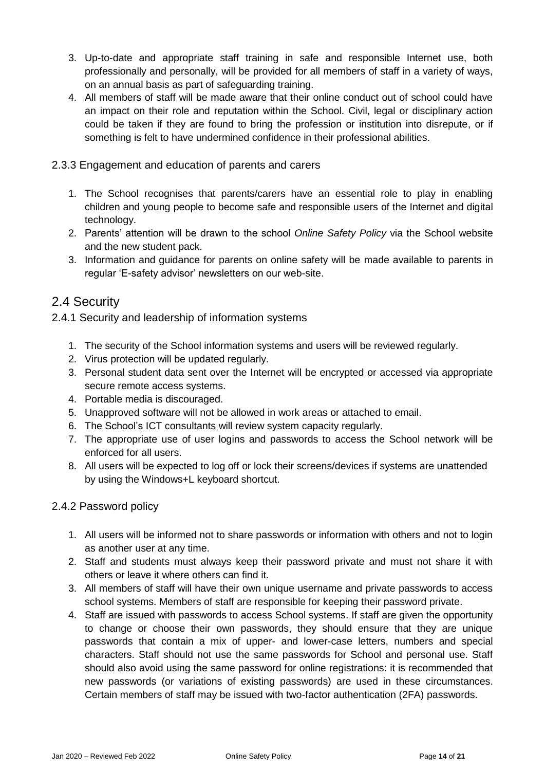3. Up-to-date and appropriate staff training in safe and responsible Internet use, both professionally and personally, will be provided for all members of staff in a variety of ways, on an annual basis as part of safeguarding training.
4. All members of staff will be made aware that their online conduct out of school could have an impact on their role and reputation within the School. Civil, legal or disciplinary action could be taken if they are found to bring the profession or institution into disrepute, or if something is felt to have undermined confidence in their professional abilities.

### 2.3.3 Engagement and education of parents and carers

1. The School recognises that parents/carers have an essential role to play in enabling children and young people to become safe and responsible users of the Internet and digital technology.
2. Parents' attention will be drawn to the school *Online Safety Policy* via the School website and the new student pack.
3. Information and guidance for parents on online safety will be made available to parents in regular 'E-safety advisor' newsletters on our web-site.

## 2.4 Security

### 2.4.1 Security and leadership of information systems

1. The security of the School information systems and users will be reviewed regularly.
2. Virus protection will be updated regularly.
3. Personal student data sent over the Internet will be encrypted or accessed via appropriate secure remote access systems.
4. Portable media is discouraged.
5. Unapproved software will not be allowed in work areas or attached to email.
6. The School's ICT consultants will review system capacity regularly.
7. The appropriate use of user logins and passwords to access the School network will be enforced for all users.
8. All users will be expected to log off or lock their screens/devices if systems are unattended by using the Windows+L keyboard shortcut.

### 2.4.2 Password policy

1. All users will be informed not to share passwords or information with others and not to login as another user at any time.
2. Staff and students must always keep their password private and must not share it with others or leave it where others can find it.
3. All members of staff will have their own unique username and private passwords to access school systems. Members of staff are responsible for keeping their password private.
4. Staff are issued with passwords to access School systems. If staff are given the opportunity to change or choose their own passwords, they should ensure that they are unique passwords that contain a mix of upper- and lower-case letters, numbers and special characters. Staff should not use the same passwords for School and personal use. Staff should also avoid using the same password for online registrations: it is recommended that new passwords (or variations of existing passwords) are used in these circumstances. Certain members of staff may be issued with two-factor authentication (2FA) passwords.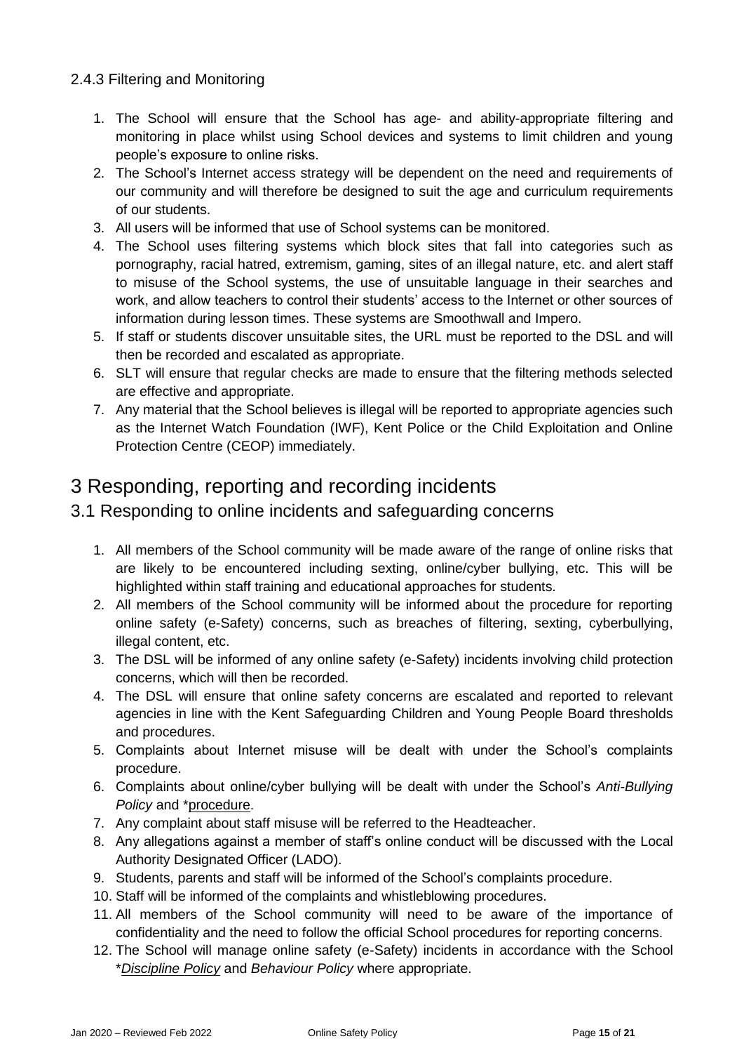### 2.4.3 Filtering and Monitoring

1. The School will ensure that the School has age- and ability-appropriate filtering and monitoring in place whilst using School devices and systems to limit children and young people's exposure to online risks.
2. The School's Internet access strategy will be dependent on the need and requirements of our community and will therefore be designed to suit the age and curriculum requirements of our students.
3. All users will be informed that use of School systems can be monitored.
4. The School uses filtering systems which block sites that fall into categories such as pornography, racial hatred, extremism, gaming, sites of an illegal nature, etc. and alert staff to misuse of the School systems, the use of unsuitable language in their searches and work, and allow teachers to control their students' access to the Internet or other sources of information during lesson times. These systems are Smoothwall and Impero.
5. If staff or students discover unsuitable sites, the URL must be reported to the DSL and will then be recorded and escalated as appropriate.
6. SLT will ensure that regular checks are made to ensure that the filtering methods selected are effective and appropriate.
7. Any material that the School believes is illegal will be reported to appropriate agencies such as the Internet Watch Foundation (IWF), Kent Police or the Child Exploitation and Online Protection Centre (CEOP) immediately.

# 3 Responding, reporting and recording incidents

## 3.1 Responding to online incidents and safeguarding concerns

1. All members of the School community will be made aware of the range of online risks that are likely to be encountered including sexting, online/cyber bullying, etc. This will be highlighted within staff training and educational approaches for students.
2. All members of the School community will be informed about the procedure for reporting online safety (e-Safety) concerns, such as breaches of filtering, sexting, cyberbullying, illegal content, etc.
3. The DSL will be informed of any online safety (e-Safety) incidents involving child protection concerns, which will then be recorded.
4. The DSL will ensure that online safety concerns are escalated and reported to relevant agencies in line with the Kent Safeguarding Children and Young People Board thresholds and procedures.
5. Complaints about Internet misuse will be dealt with under the School's complaints procedure.
6. Complaints about online/cyber bullying will be dealt with under the School's *Anti-Bullying Policy* and *procedure.
7. Any complaint about staff misuse will be referred to the Headteacher.
8. Any allegations against a member of staff's online conduct will be discussed with the Local Authority Designated Officer (LADO).
9. Students, parents and staff will be informed of the School's complaints procedure.
10. Staff will be informed of the complaints and whistleblowing procedures.
11. All members of the School community will need to be aware of the importance of confidentiality and the need to follow the official School procedures for reporting concerns.
12. The School will manage online safety (e-Safety) incidents in accordance with the School **Discipline Policy* and *Behaviour Policy* where appropriate.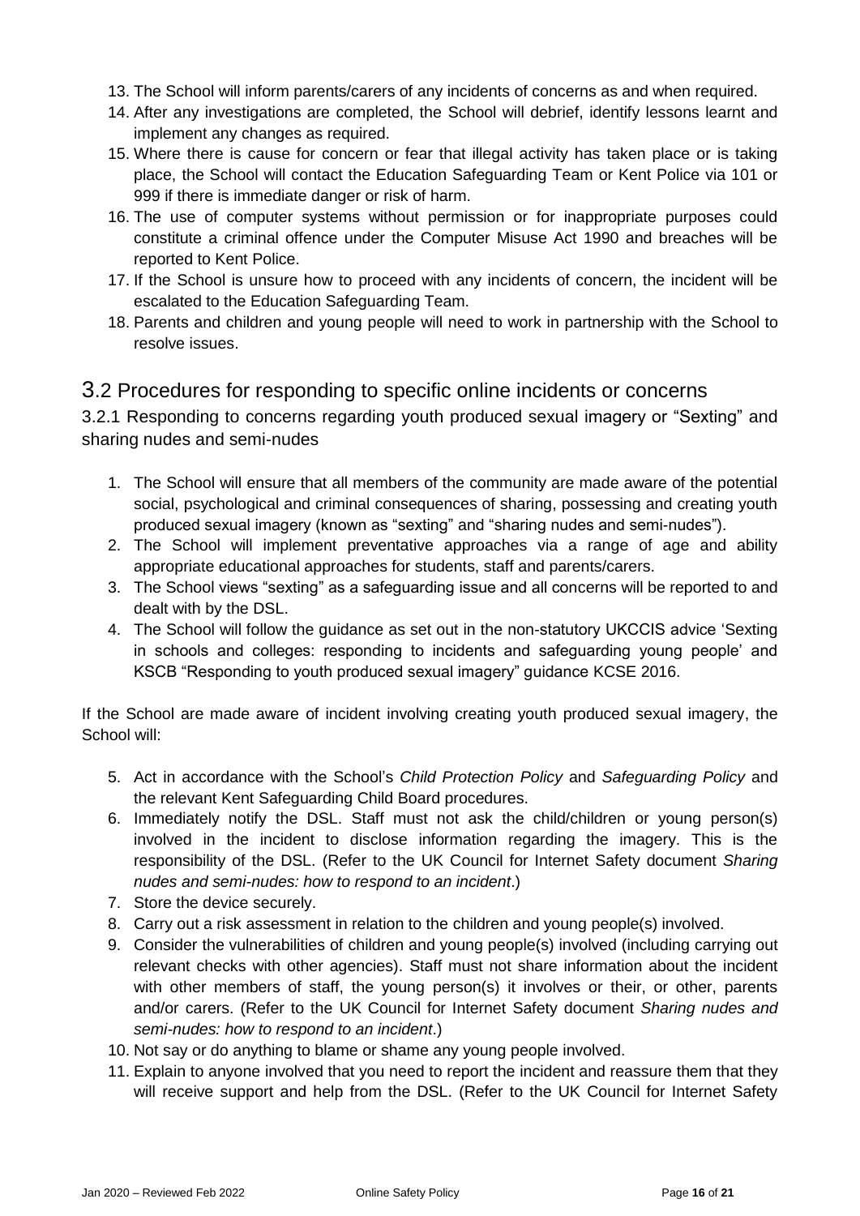13. The School will inform parents/carers of any incidents of concerns as and when required.
14. After any investigations are completed, the School will debrief, identify lessons learnt and implement any changes as required.
15. Where there is cause for concern or fear that illegal activity has taken place or is taking place, the School will contact the Education Safeguarding Team or Kent Police via 101 or 999 if there is immediate danger or risk of harm.
16. The use of computer systems without permission or for inappropriate purposes could constitute a criminal offence under the Computer Misuse Act 1990 and breaches will be reported to Kent Police.
17. If the School is unsure how to proceed with any incidents of concern, the incident will be escalated to the Education Safeguarding Team.
18. Parents and children and young people will need to work in partnership with the School to resolve issues.

## 3.2 Procedures for responding to specific online incidents or concerns

### 3.2.1 Responding to concerns regarding youth produced sexual imagery or "Sexting" and sharing nudes and semi-nudes

1. The School will ensure that all members of the community are made aware of the potential social, psychological and criminal consequences of sharing, possessing and creating youth produced sexual imagery (known as "sexting" and "sharing nudes and semi-nudes").
2. The School will implement preventative approaches via a range of age and ability appropriate educational approaches for students, staff and parents/carers.
3. The School views "sexting" as a safeguarding issue and all concerns will be reported to and dealt with by the DSL.
4. The School will follow the guidance as set out in the non-statutory UKCCIS advice 'Sexting in schools and colleges: responding to incidents and safeguarding young people' and KSCB "Responding to youth produced sexual imagery" guidance KCSE 2016.

If the School are made aware of incident involving creating youth produced sexual imagery, the School will:

5. Act in accordance with the School's *Child Protection Policy* and *Safeguarding Policy* and the relevant Kent Safeguarding Child Board procedures.
6. Immediately notify the DSL. Staff must not ask the child/children or young person(s) involved in the incident to disclose information regarding the imagery. This is the responsibility of the DSL. (Refer to the UK Council for Internet Safety document *Sharing nudes and semi-nudes: how to respond to an incident*.)
7. Store the device securely.
8. Carry out a risk assessment in relation to the children and young people(s) involved.
9. Consider the vulnerabilities of children and young people(s) involved (including carrying out relevant checks with other agencies). Staff must not share information about the incident with other members of staff, the young person(s) it involves or their, or other, parents and/or carers. (Refer to the UK Council for Internet Safety document *Sharing nudes and semi-nudes: how to respond to an incident*.)
10. Not say or do anything to blame or shame any young people involved.
11. Explain to anyone involved that you need to report the incident and reassure them that they will receive support and help from the DSL. (Refer to the UK Council for Internet Safety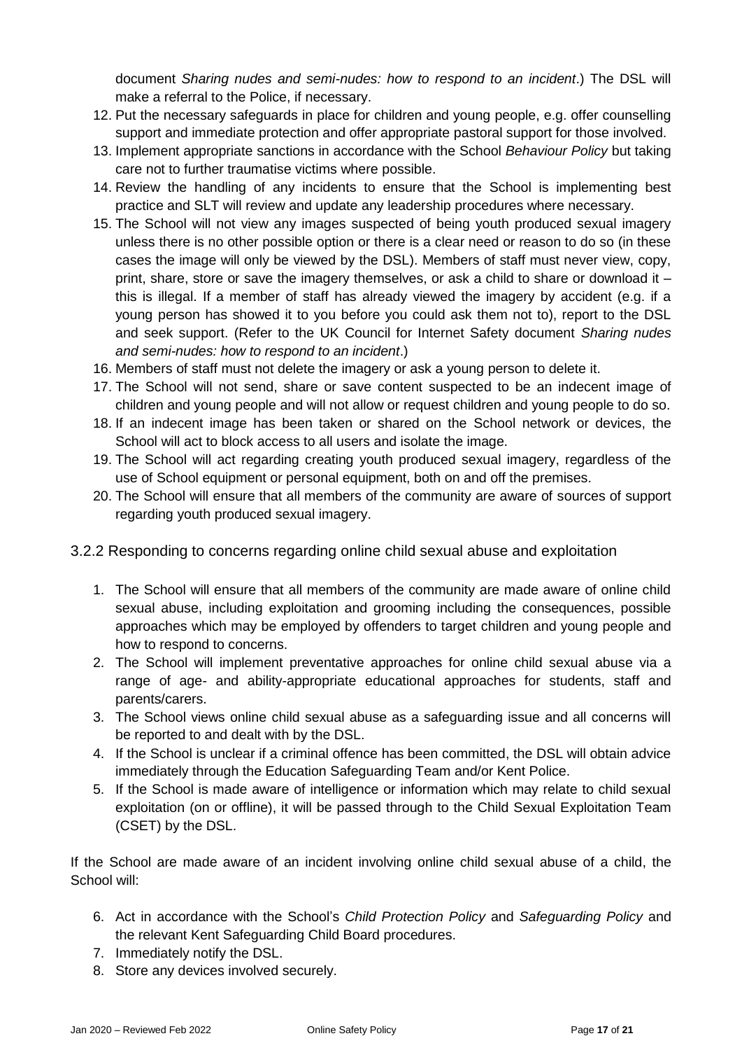document *Sharing nudes and semi-nudes: how to respond to an incident*.) The DSL will make a referral to the Police, if necessary.

12. Put the necessary safeguards in place for children and young people, e.g. offer counselling support and immediate protection and offer appropriate pastoral support for those involved.
13. Implement appropriate sanctions in accordance with the School *Behaviour Policy* but taking care not to further traumatise victims where possible.
14. Review the handling of any incidents to ensure that the School is implementing best practice and SLT will review and update any leadership procedures where necessary.
15. The School will not view any images suspected of being youth produced sexual imagery unless there is no other possible option or there is a clear need or reason to do so (in these cases the image will only be viewed by the DSL). Members of staff must never view, copy, print, share, store or save the imagery themselves, or ask a child to share or download it – this is illegal. If a member of staff has already viewed the imagery by accident (e.g. if a young person has showed it to you before you could ask them not to), report to the DSL and seek support. (Refer to the UK Council for Internet Safety document *Sharing nudes and semi-nudes: how to respond to an incident*.)
16. Members of staff must not delete the imagery or ask a young person to delete it.
17. The School will not send, share or save content suspected to be an indecent image of children and young people and will not allow or request children and young people to do so.
18. If an indecent image has been taken or shared on the School network or devices, the School will act to block access to all users and isolate the image.
19. The School will act regarding creating youth produced sexual imagery, regardless of the use of School equipment or personal equipment, both on and off the premises.
20. The School will ensure that all members of the community are aware of sources of support regarding youth produced sexual imagery.

### 3.2.2 Responding to concerns regarding online child sexual abuse and exploitation

1. The School will ensure that all members of the community are made aware of online child sexual abuse, including exploitation and grooming including the consequences, possible approaches which may be employed by offenders to target children and young people and how to respond to concerns.
2. The School will implement preventative approaches for online child sexual abuse via a range of age- and ability-appropriate educational approaches for students, staff and parents/carers.
3. The School views online child sexual abuse as a safeguarding issue and all concerns will be reported to and dealt with by the DSL.
4. If the School is unclear if a criminal offence has been committed, the DSL will obtain advice immediately through the Education Safeguarding Team and/or Kent Police.
5. If the School is made aware of intelligence or information which may relate to child sexual exploitation (on or offline), it will be passed through to the Child Sexual Exploitation Team (CSET) by the DSL.

If the School are made aware of an incident involving online child sexual abuse of a child, the School will:

6. Act in accordance with the School's *Child Protection Policy* and *Safeguarding Policy* and the relevant Kent Safeguarding Child Board procedures.
7. Immediately notify the DSL.
8. Store any devices involved securely.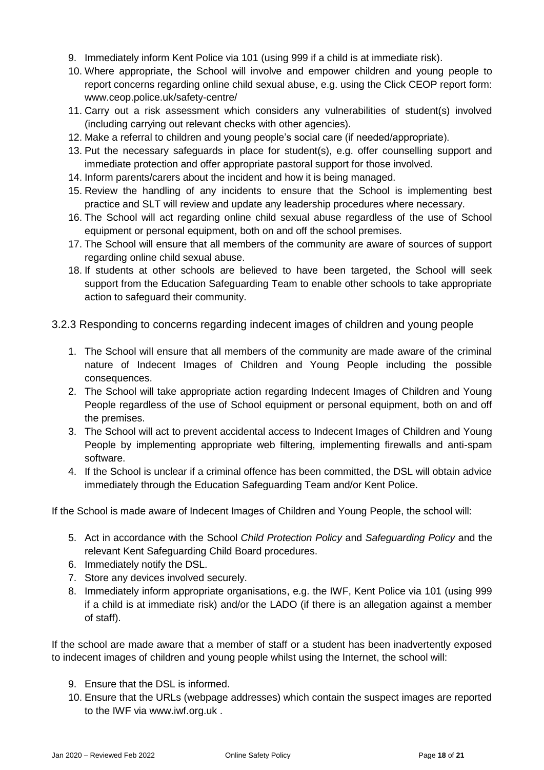9. Immediately inform Kent Police via 101 (using 999 if a child is at immediate risk).
10. Where appropriate, the School will involve and empower children and young people to report concerns regarding online child sexual abuse, e.g. using the Click CEOP report form: www.ceop.police.uk/safety-centre/
11. Carry out a risk assessment which considers any vulnerabilities of student(s) involved (including carrying out relevant checks with other agencies).
12. Make a referral to children and young people's social care (if needed/appropriate).
13. Put the necessary safeguards in place for student(s), e.g. offer counselling support and immediate protection and offer appropriate pastoral support for those involved.
14. Inform parents/carers about the incident and how it is being managed.
15. Review the handling of any incidents to ensure that the School is implementing best practice and SLT will review and update any leadership procedures where necessary.
16. The School will act regarding online child sexual abuse regardless of the use of School equipment or personal equipment, both on and off the school premises.
17. The School will ensure that all members of the community are aware of sources of support regarding online child sexual abuse.
18. If students at other schools are believed to have been targeted, the School will seek support from the Education Safeguarding Team to enable other schools to take appropriate action to safeguard their community.

### 3.2.3 Responding to concerns regarding indecent images of children and young people

1. The School will ensure that all members of the community are made aware of the criminal nature of Indecent Images of Children and Young People including the possible consequences.
2. The School will take appropriate action regarding Indecent Images of Children and Young People regardless of the use of School equipment or personal equipment, both on and off the premises.
3. The School will act to prevent accidental access to Indecent Images of Children and Young People by implementing appropriate web filtering, implementing firewalls and anti-spam software.
4. If the School is unclear if a criminal offence has been committed, the DSL will obtain advice immediately through the Education Safeguarding Team and/or Kent Police.

If the School is made aware of Indecent Images of Children and Young People, the school will:

5. Act in accordance with the School *Child Protection Policy* and *Safeguarding Policy* and the relevant Kent Safeguarding Child Board procedures.
6. Immediately notify the DSL.
7. Store any devices involved securely.
8. Immediately inform appropriate organisations, e.g. the IWF, Kent Police via 101 (using 999 if a child is at immediate risk) and/or the LADO (if there is an allegation against a member of staff).

If the school are made aware that a member of staff or a student has been inadvertently exposed to indecent images of children and young people whilst using the Internet, the school will:

9. Ensure that the DSL is informed.
10. Ensure that the URLs (webpage addresses) which contain the suspect images are reported to the IWF via www.iwf.org.uk .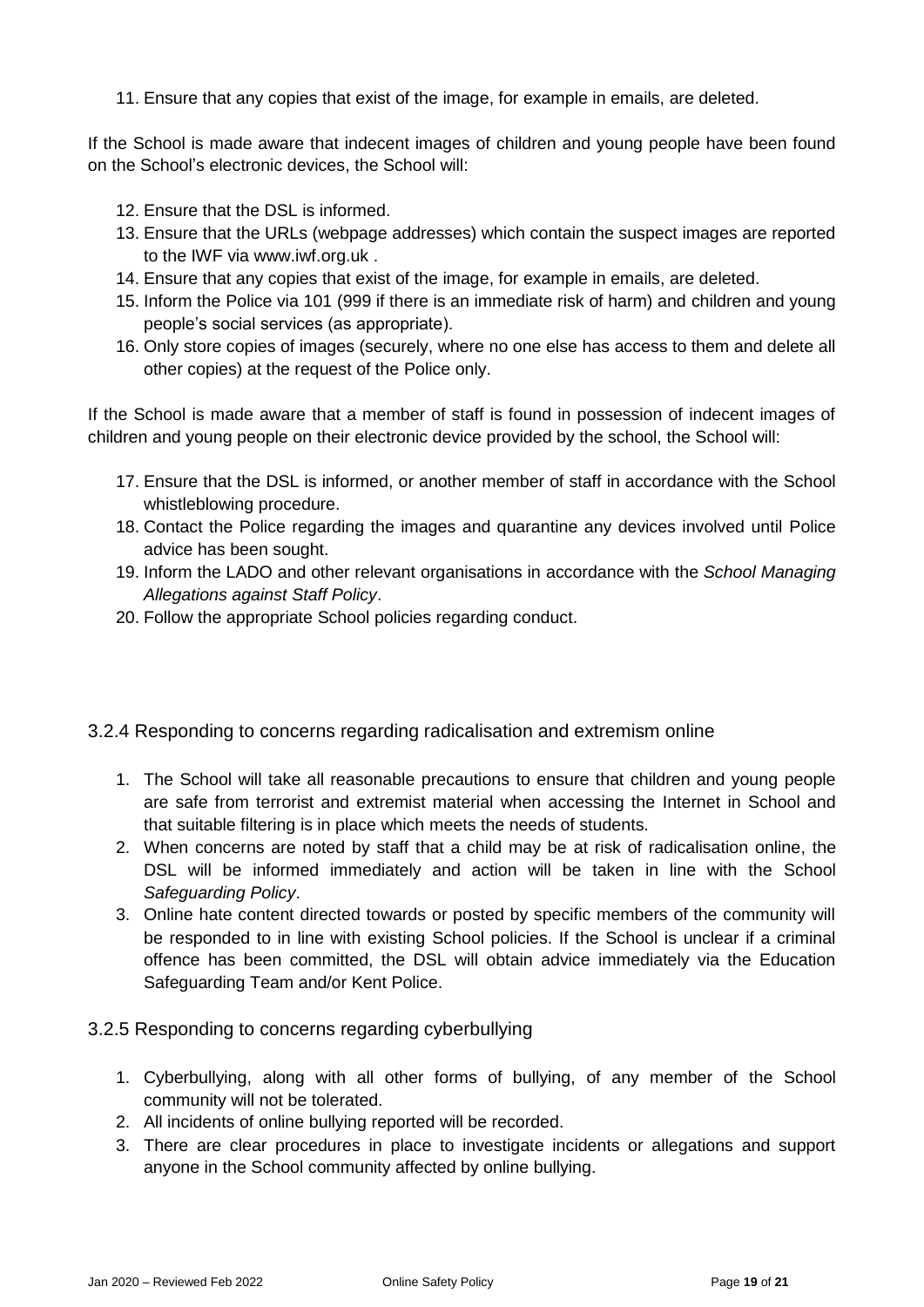11. Ensure that any copies that exist of the image, for example in emails, are deleted.

If the School is made aware that indecent images of children and young people have been found on the School's electronic devices, the School will:

12. Ensure that the DSL is informed.
13. Ensure that the URLs (webpage addresses) which contain the suspect images are reported to the IWF via www.iwf.org.uk .
14. Ensure that any copies that exist of the image, for example in emails, are deleted.
15. Inform the Police via 101 (999 if there is an immediate risk of harm) and children and young people's social services (as appropriate).
16. Only store copies of images (securely, where no one else has access to them and delete all other copies) at the request of the Police only.

If the School is made aware that a member of staff is found in possession of indecent images of children and young people on their electronic device provided by the school, the School will:

17. Ensure that the DSL is informed, or another member of staff in accordance with the School whistleblowing procedure.
18. Contact the Police regarding the images and quarantine any devices involved until Police advice has been sought.
19. Inform the LADO and other relevant organisations in accordance with the *School Managing Allegations against Staff Policy*.
20. Follow the appropriate School policies regarding conduct.

### 3.2.4 Responding to concerns regarding radicalisation and extremism online

1. The School will take all reasonable precautions to ensure that children and young people are safe from terrorist and extremist material when accessing the Internet in School and that suitable filtering is in place which meets the needs of students.
2. When concerns are noted by staff that a child may be at risk of radicalisation online, the DSL will be informed immediately and action will be taken in line with the School *Safeguarding Policy*.
3. Online hate content directed towards or posted by specific members of the community will be responded to in line with existing School policies. If the School is unclear if a criminal offence has been committed, the DSL will obtain advice immediately via the Education Safeguarding Team and/or Kent Police.

### 3.2.5 Responding to concerns regarding cyberbullying

1. Cyberbullying, along with all other forms of bullying, of any member of the School community will not be tolerated.
2. All incidents of online bullying reported will be recorded.
3. There are clear procedures in place to investigate incidents or allegations and support anyone in the School community affected by online bullying.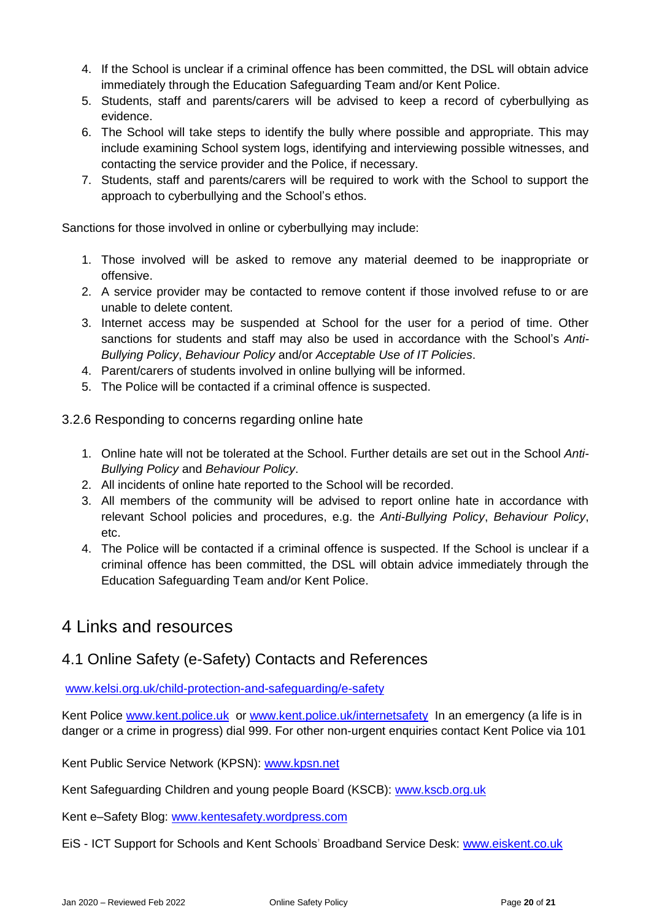4. If the School is unclear if a criminal offence has been committed, the DSL will obtain advice immediately through the Education Safeguarding Team and/or Kent Police.
5. Students, staff and parents/carers will be advised to keep a record of cyberbullying as evidence.
6. The School will take steps to identify the bully where possible and appropriate. This may include examining School system logs, identifying and interviewing possible witnesses, and contacting the service provider and the Police, if necessary.
7. Students, staff and parents/carers will be required to work with the School to support the approach to cyberbullying and the School's ethos.

Sanctions for those involved in online or cyberbullying may include:

1. Those involved will be asked to remove any material deemed to be inappropriate or offensive.
2. A service provider may be contacted to remove content if those involved refuse to or are unable to delete content.
3. Internet access may be suspended at School for the user for a period of time. Other sanctions for students and staff may also be used in accordance with the School's *Anti-Bullying Policy*, *Behaviour Policy* and/or *Acceptable Use of IT Policies*.
4. Parent/carers of students involved in online bullying will be informed.
5. The Police will be contacted if a criminal offence is suspected.

### 3.2.6 Responding to concerns regarding online hate

1. Online hate will not be tolerated at the School. Further details are set out in the School *Anti-Bullying Policy* and *Behaviour Policy*.
2. All incidents of online hate reported to the School will be recorded.
3. All members of the community will be advised to report online hate in accordance with relevant School policies and procedures, e.g. the *Anti-Bullying Policy*, *Behaviour Policy*, etc.
4. The Police will be contacted if a criminal offence is suspected. If the School is unclear if a criminal offence has been committed, the DSL will obtain advice immediately through the Education Safeguarding Team and/or Kent Police.

# 4 Links and resources

## 4.1 Online Safety (e-Safety) Contacts and References

www.kelsi.org.uk/child-protection-and-safeguarding/e-safety

Kent Police www.kent.police.uk or www.kent.police.uk/internetsafety In an emergency (a life is in danger or a crime in progress) dial 999. For other non-urgent enquiries contact Kent Police via 101

Kent Public Service Network (KPSN): www.kpsn.net

Kent Safeguarding Children and young people Board (KSCB): www.kscb.org.uk

Kent e–Safety Blog: www.kentesafety.wordpress.com

EiS - ICT Support for Schools and Kent Schools' Broadband Service Desk: www.eiskent.co.uk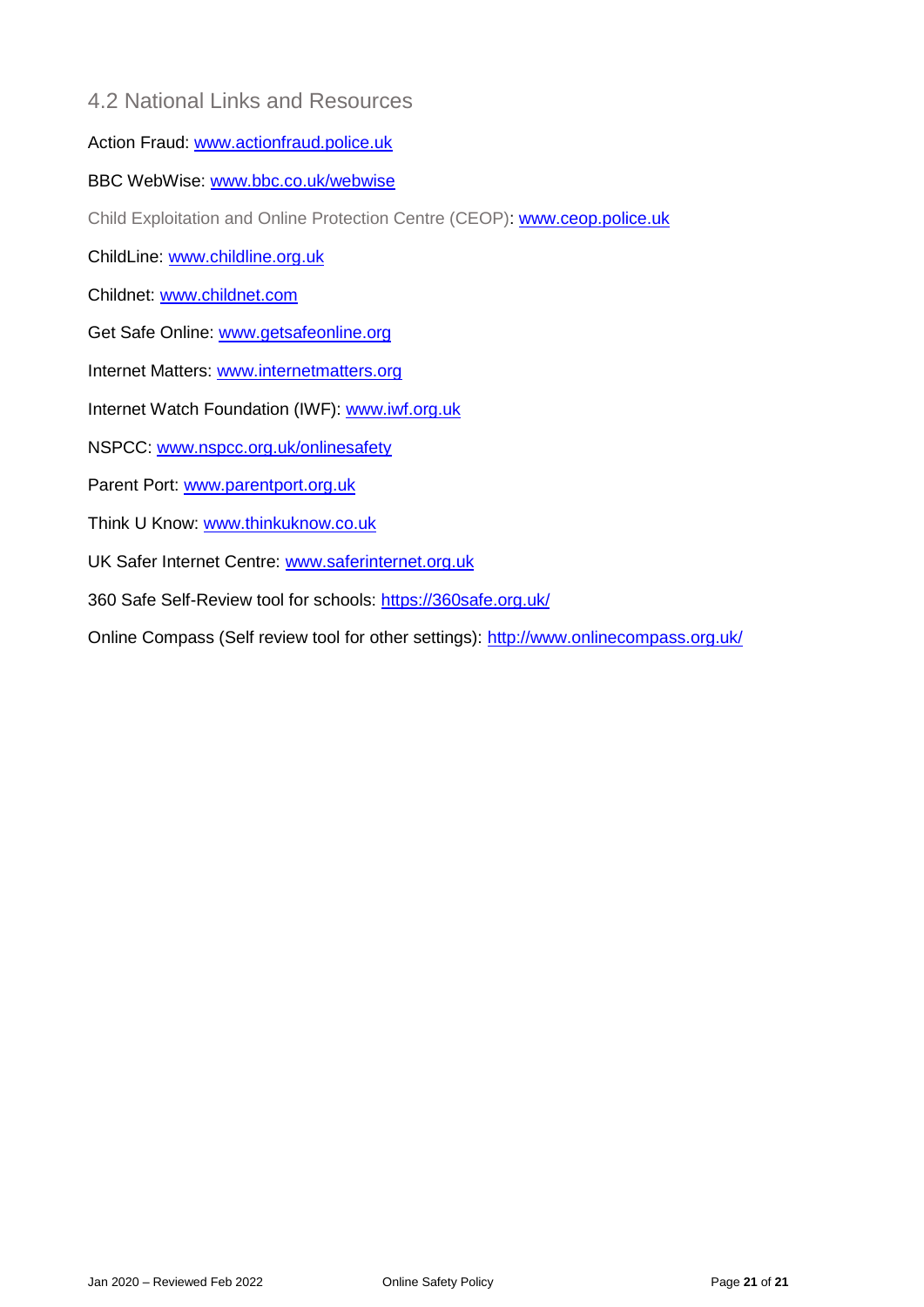## 4.2 National Links and Resources

Action Fraud: www.actionfraud.police.uk

BBC WebWise: www.bbc.co.uk/webwise

Child Exploitation and Online Protection Centre (CEOP): www.ceop.police.uk

ChildLine: www.childline.org.uk

Childnet: www.childnet.com

Get Safe Online: www.getsafeonline.org

Internet Matters: www.internetmatters.org

Internet Watch Foundation (IWF): www.iwf.org.uk

NSPCC: www.nspcc.org.uk/onlinesafety

Parent Port: www.parentport.org.uk

Think U Know: www.thinkuknow.co.uk

UK Safer Internet Centre: www.saferinternet.org.uk

360 Safe Self-Review tool for schools: https://360safe.org.uk/

Online Compass (Self review tool for other settings): http://www.onlinecompass.org.uk/